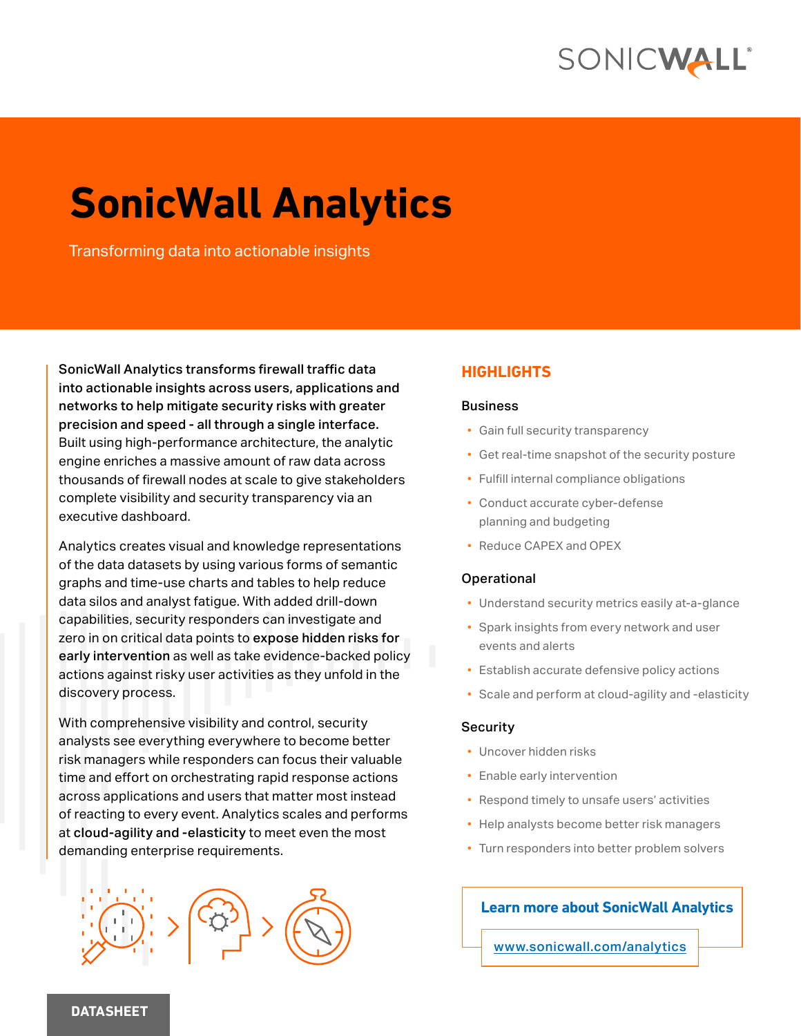# SonicWall Analytics

Transforming data into actionable insights

**SonicWall Analytics transforms firewall traffic data into actionable insights across users, applications and networks to help mitigate security risks with greater precision and speed - all through a single interface.** Built using high-performance architecture, the analytic engine enriches a massive amount of raw data across thousands of firewall nodes at scale to give stakeholders complete visibility and security transparency via an executive dashboard.

Analytics creates visual and knowledge representations of the data datasets by using various forms of semantic graphs and time-use charts and tables to help reduce data silos and analyst fatigue. With added drill-down capabilities, security responders can investigate and zero in on critical data points to **expose hidden risks for early intervention** as well as take evidence-backed policy actions against risky user activities as they unfold in the discovery process.

With comprehensive visibility and control, security analysts see everything everywhere to become better risk managers while responders can focus their valuable time and effort on orchestrating rapid response actions across applications and users that matter most instead of reacting to every event. Analytics scales and performs at **cloud-agility and -elasticity** to meet even the most demanding enterprise requirements.

## HIGHLIGHTS

### Business

- Gain full security transparency
- Get real-time snapshot of the security posture
- Fulfill internal compliance obligations
- Conduct accurate cyber-defense planning and budgeting
- Reduce CAPEX and OPEX

### Operational

- Understand security metrics easily at-a-glance
- Spark insights from every network and user events and alerts
- Establish accurate defensive policy actions
- Scale and perform at cloud-agility and -elasticity

### Security

- Uncover hidden risks
- Enable early intervention
- Respond timely to unsafe users' activities
- Help analysts become better risk managers
- Turn responders into better problem solvers

**Learn more about SonicWall Analytics**

www.sonicwall.com/analytics

DATASHEET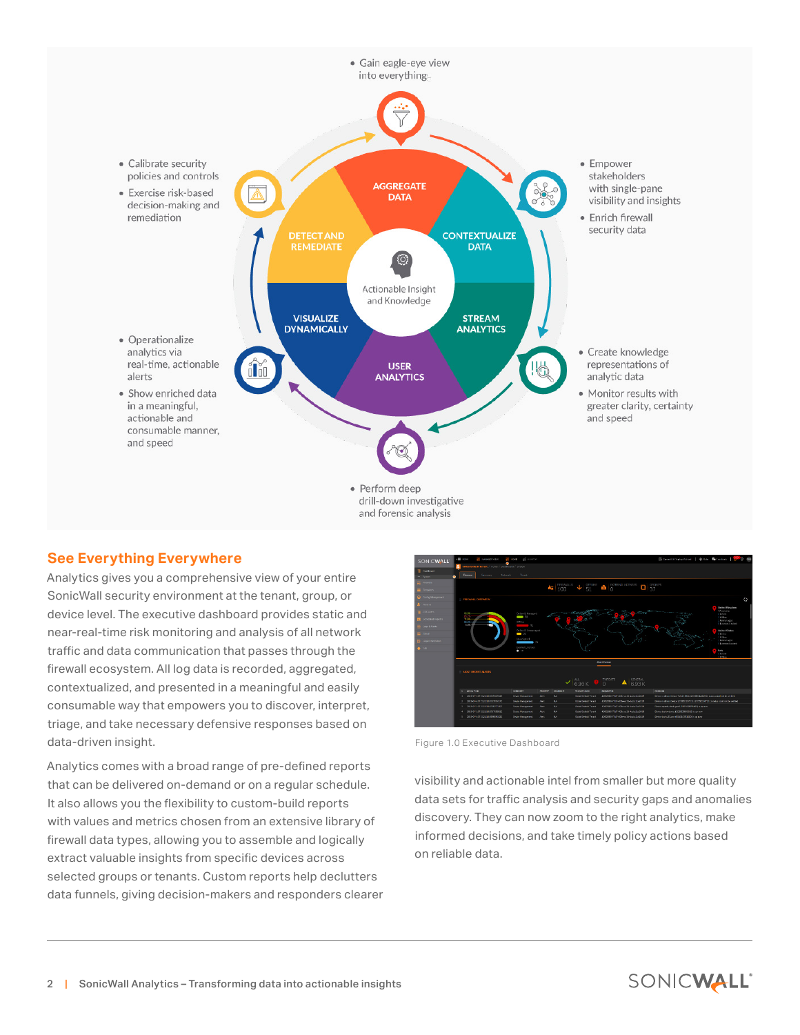- Gain eagle-eye view into everything

- Empower stakeholders with single-pane visibility and insights
- Enrich firewall security data

- Create knowledge representations of analytic data
- Monitor results with greater clarity, certainty and speed

- Perform deep drill-down investigative and forensic analysis

- Operationalize analytics via real-time, actionable alerts
- Show enriched data in a meaningful, actionable and consumable manner, and speed

- Calibrate security policies and controls
- Exercise risk-based decision-making and remediation

AGGREGATE DATA

CONTEXTUALIZE DATA

STREAM ANALYTICS

USER ANALYTICS

VISUALIZE DYNAMICALLY

DETECT AND REMEDIATE

Actionable Insight and Knowledge

## See Everything Everywhere

Analytics gives you a comprehensive view of your entire SonicWall security environment at the tenant, group, or device level. The executive dashboard provides static and near-real-time risk monitoring and analysis of all network traffic and data communication that passes through the firewall ecosystem. All log data is recorded, aggregated, contextualized, and presented in a meaningful and easily consumable way that empowers you to discover, interpret, triage, and take necessary defensive responses based on data-driven insight.

Analytics comes with a broad range of pre-defined reports that can be delivered on-demand or on a regular schedule. It also allows you the flexibility to custom-build reports with values and metrics chosen from an extensive library of firewall data types, allowing you to assemble and logically extract valuable insights from specific devices across selected groups or tenants. Custom reports help declutters data funnels, giving decision-makers and responders clearer visibility and actionable intel from smaller but more quality data sets for traffic analysis and security gaps and anomalies discovery. They can now zoom to the right analytics, make informed decisions, and take timely policy actions based on reliable data.

Figure 1.0 Executive Dashboard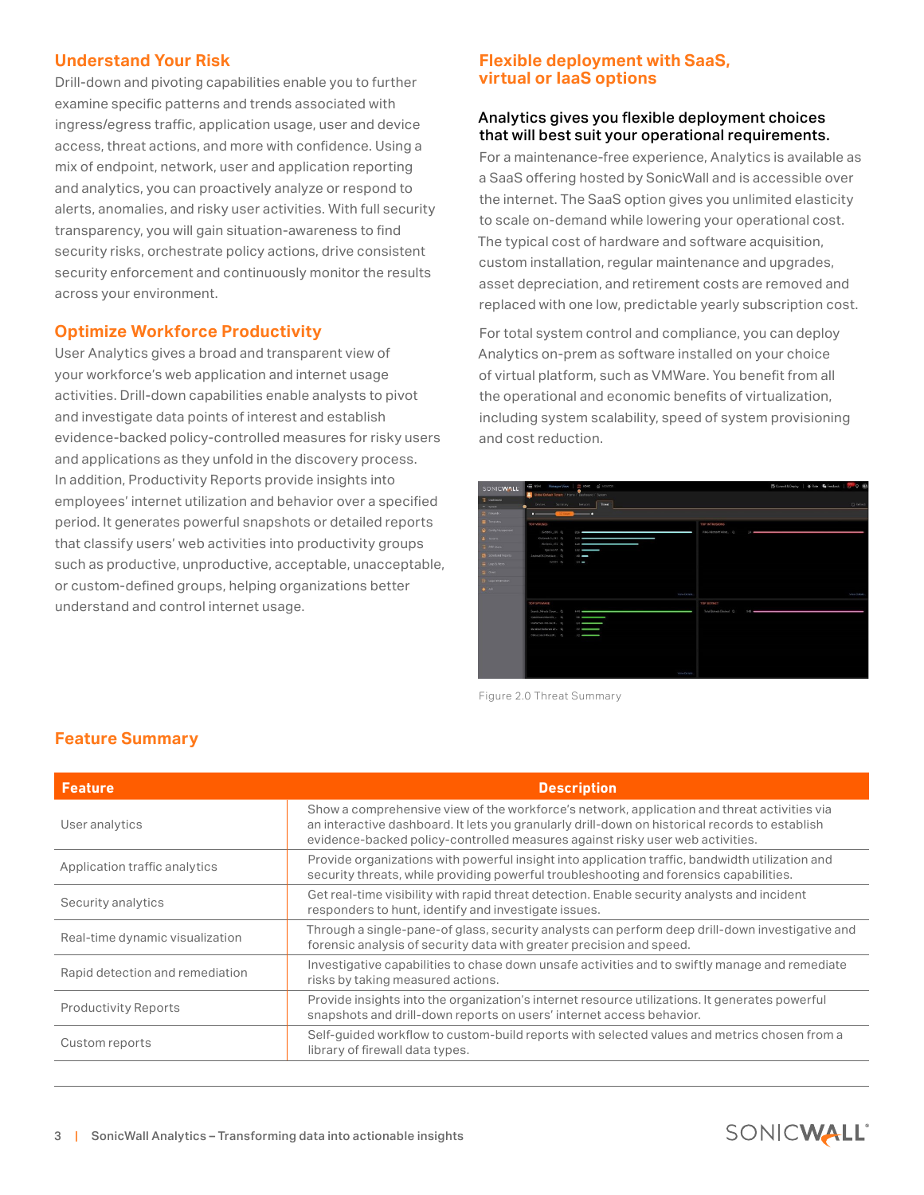## Understand Your Risk

Drill-down and pivoting capabilities enable you to further examine specific patterns and trends associated with ingress/egress traffic, application usage, user and device access, threat actions, and more with confidence. Using a mix of endpoint, network, user and application reporting and analytics, you can proactively analyze or respond to alerts, anomalies, and risky user activities. With full security transparency, you will gain situation-awareness to find security risks, orchestrate policy actions, drive consistent security enforcement and continuously monitor the results across your environment.

## Optimize Workforce Productivity

User Analytics gives a broad and transparent view of your workforce's web application and internet usage activities. Drill-down capabilities enable analysts to pivot and investigate data points of interest and establish evidence-backed policy-controlled measures for risky users and applications as they unfold in the discovery process. In addition, Productivity Reports provide insights into employees' internet utilization and behavior over a specified period. It generates powerful snapshots or detailed reports that classify users' web activities into productivity groups such as productive, unproductive, acceptable, unacceptable, or custom-defined groups, helping organizations better understand and control internet usage.

## Flexible deployment with SaaS, virtual or IaaS options

### Analytics gives you flexible deployment choices that will best suit your operational requirements.

For a maintenance-free experience, Analytics is available as a SaaS offering hosted by SonicWall and is accessible over the internet. The SaaS option gives you unlimited elasticity to scale on-demand while lowering your operational cost. The typical cost of hardware and software acquisition, custom installation, regular maintenance and upgrades, asset depreciation, and retirement costs are removed and replaced with one low, predictable yearly subscription cost.

For total system control and compliance, you can deploy Analytics on-prem as software installed on your choice of virtual platform, such as VMWare. You benefit from all the operational and economic benefits of virtualization, including system scalability, speed of system provisioning and cost reduction.

Figure 2.0 Threat Summary

## Feature Summary

| Feature | Description |
|---|---|
| User analytics | Show a comprehensive view of the workforce's network, application and threat activities via an interactive dashboard. It lets you granularly drill-down on historical records to establish evidence-backed policy-controlled measures against risky user web activities. |
| Application traffic analytics | Provide organizations with powerful insight into application traffic, bandwidth utilization and security threats, while providing powerful troubleshooting and forensics capabilities. |
| Security analytics | Get real-time visibility with rapid threat detection. Enable security analysts and incident responders to hunt, identify and investigate issues. |
| Real-time dynamic visualization | Through a single-pane-of glass, security analysts can perform deep drill-down investigative and forensic analysis of security data with greater precision and speed. |
| Rapid detection and remediation | Investigative capabilities to chase down unsafe activities and to swiftly manage and remediate risks by taking measured actions. |
| Productivity Reports | Provide insights into the organization's internet resource utilizations. It generates powerful snapshots and drill-down reports on users' internet access behavior. |
| Custom reports | Self-guided workflow to custom-build reports with selected values and metrics chosen from a library of firewall data types. |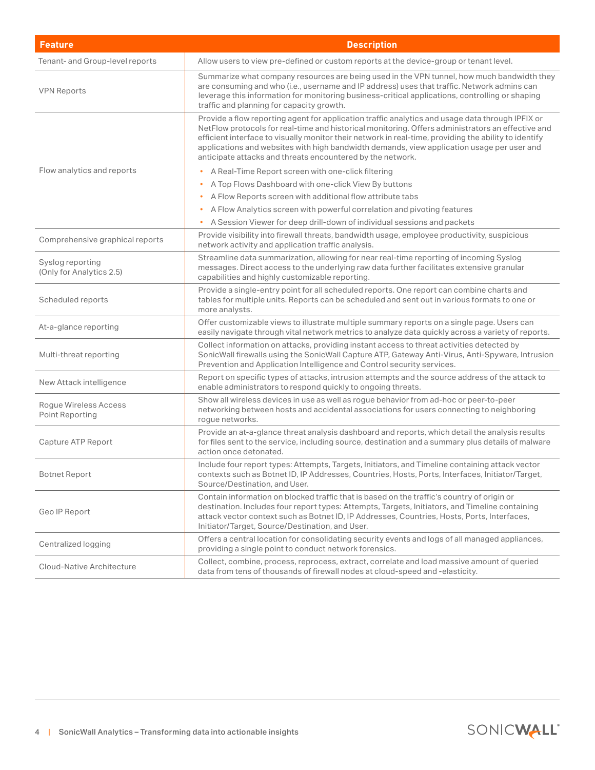| Feature | Description |
| --- | --- |
| Tenant- and Group-level reports | Allow users to view pre-defined or custom reports at the device-group or tenant level. |
| VPN Reports | Summarize what company resources are being used in the VPN tunnel, how much bandwidth they are consuming and who (i.e., username and IP address) uses that traffic. Network admins can leverage this information for monitoring business-critical applications, controlling or shaping traffic and planning for capacity growth. |
| Flow analytics and reports | Provide a flow reporting agent for application traffic analytics and usage data through IPFIX or NetFlow protocols for real-time and historical monitoring. Offers administrators an effective and efficient interface to visually monitor their network in real-time, providing the ability to identify applications and websites with high bandwidth demands, view application usage per user and anticipate attacks and threats encountered by the network.<br>• A Real-Time Report screen with one-click filtering<br>• A Top Flows Dashboard with one-click View By buttons<br>• A Flow Reports screen with additional flow attribute tabs<br>• A Flow Analytics screen with powerful correlation and pivoting features<br>• A Session Viewer for deep drill-down of individual sessions and packets |
| Comprehensive graphical reports | Provide visibility into firewall threats, bandwidth usage, employee productivity, suspicious network activity and application traffic analysis. |
| Syslog reporting (Only for Analytics 2.5) | Streamline data summarization, allowing for near real-time reporting of incoming Syslog messages. Direct access to the underlying raw data further facilitates extensive granular capabilities and highly customizable reporting. |
| Scheduled reports | Provide a single-entry point for all scheduled reports. One report can combine charts and tables for multiple units. Reports can be scheduled and sent out in various formats to one or more analysts. |
| At-a-glance reporting | Offer customizable views to illustrate multiple summary reports on a single page. Users can easily navigate through vital network metrics to analyze data quickly across a variety of reports. |
| Multi-threat reporting | Collect information on attacks, providing instant access to threat activities detected by SonicWall firewalls using the SonicWall Capture ATP, Gateway Anti-Virus, Anti-Spyware, Intrusion Prevention and Application Intelligence and Control security services. |
| New Attack intelligence | Report on specific types of attacks, intrusion attempts and the source address of the attack to enable administrators to respond quickly to ongoing threats. |
| Rogue Wireless Access Point Reporting | Show all wireless devices in use as well as rogue behavior from ad-hoc or peer-to-peer networking between hosts and accidental associations for users connecting to neighboring rogue networks. |
| Capture ATP Report | Provide an at-a-glance threat analysis dashboard and reports, which detail the analysis results for files sent to the service, including source, destination and a summary plus details of malware action once detonated. |
| Botnet Report | Include four report types: Attempts, Targets, Initiators, and Timeline containing attack vector contexts such as Botnet ID, IP Addresses, Countries, Hosts, Ports, Interfaces, Initiator/Target, Source/Destination, and User. |
| Geo IP Report | Contain information on blocked traffic that is based on the traffic's country of origin or destination. Includes four report types: Attempts, Targets, Initiators, and Timeline containing attack vector context such as Botnet ID, IP Addresses, Countries, Hosts, Ports, Interfaces, Initiator/Target, Source/Destination, and User. |
| Centralized logging | Offers a central location for consolidating security events and logs of all managed appliances, providing a single point to conduct network forensics. |
| Cloud-Native Architecture | Collect, combine, process, reprocess, extract, correlate and load massive amount of queried data from tens of thousands of firewall nodes at cloud-speed and -elasticity. |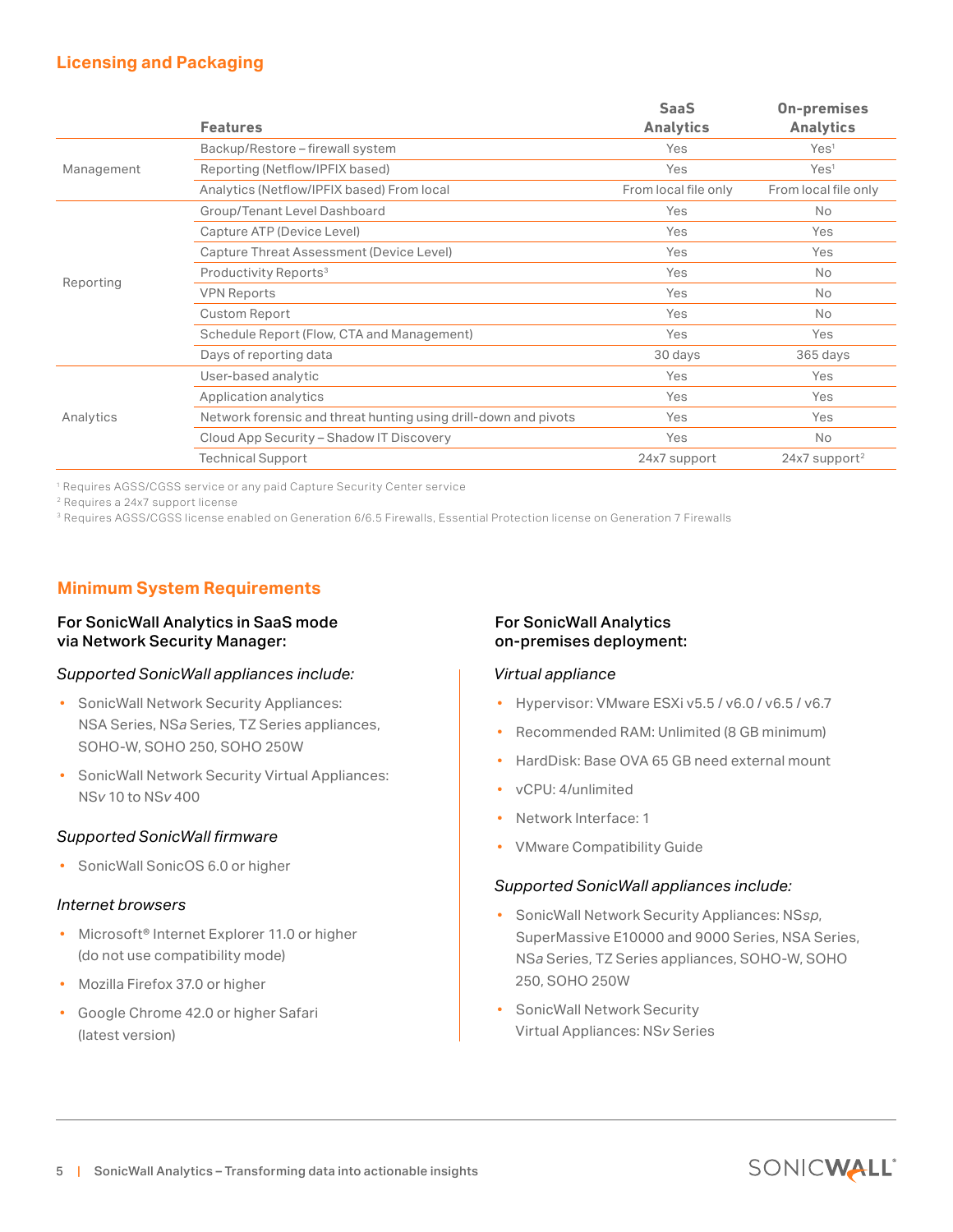## Licensing and Packaging

| | Features | SaaS Analytics | On-premises Analytics |
|---|---|---|---|
| Management | Backup/Restore – firewall system | Yes | Yes[1] |
| | Reporting (Netflow/IPFIX based) | Yes | Yes[1] |
| | Analytics (Netflow/IPFIX based) From local | From local file only | From local file only |
| Reporting | Group/Tenant Level Dashboard | Yes | No |
| | Capture ATP (Device Level) | Yes | Yes |
| | Capture Threat Assessment (Device Level) | Yes | Yes |
| | Productivity Reports[3] | Yes | No |
| | VPN Reports | Yes | No |
| | Custom Report | Yes | No |
| | Schedule Report (Flow, CTA and Management) | Yes | Yes |
| | Days of reporting data | 30 days | 365 days |
| Analytics | User-based analytic | Yes | Yes |
| | Application analytics | Yes | Yes |
| | Network forensic and threat hunting using drill-down and pivots | Yes | Yes |
| | Cloud App Security – Shadow IT Discovery | Yes | No |
| | Technical Support | 24x7 support | 24x7 support[2] |

[1] Requires AGSS/CGSS service or any paid Capture Security Center service
[2] Requires a 24x7 support license
[3] Requires AGSS/CGSS license enabled on Generation 6/6.5 Firewalls, Essential Protection license on Generation 7 Firewalls

## Minimum System Requirements

### For SonicWall Analytics in SaaS mode via Network Security Manager:

*Supported SonicWall appliances include:*

- SonicWall Network Security Appliances: NSA Series, NS*a* Series, TZ Series appliances, SOHO-W, SOHO 250, SOHO 250W
- SonicWall Network Security Virtual Appliances: NS*v* 10 to NS*v* 400

*Supported SonicWall firmware*

- SonicWall SonicOS 6.0 or higher

*Internet browsers*

- Microsoft® Internet Explorer 11.0 or higher (do not use compatibility mode)
- Mozilla Firefox 37.0 or higher
- Google Chrome 42.0 or higher Safari (latest version)

### For SonicWall Analytics on-premises deployment:

*Virtual appliance*

- Hypervisor: VMware ESXi v5.5 / v6.0 / v6.5 / v6.7
- Recommended RAM: Unlimited (8 GB minimum)
- HardDisk: Base OVA 65 GB need external mount
- vCPU: 4/unlimited
- Network Interface: 1
- VMware Compatibility Guide

*Supported SonicWall appliances include:*

- SonicWall Network Security Appliances: NS*sp*, SuperMassive E10000 and 9000 Series, NSA Series, NS*a* Series, TZ Series appliances, SOHO-W, SOHO 250, SOHO 250W
- SonicWall Network Security Virtual Appliances: NS*v* Series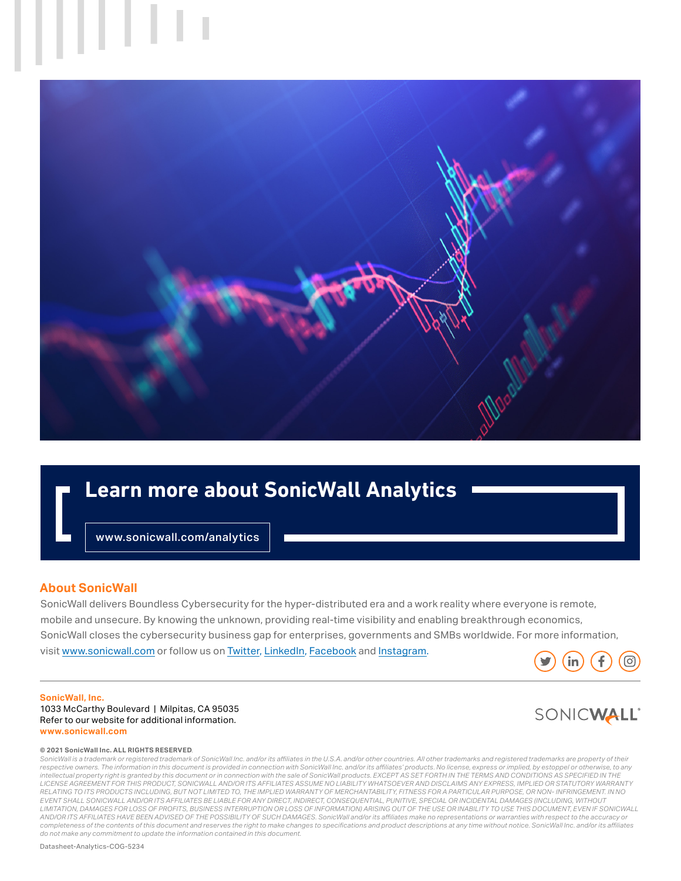## Learn more about SonicWall Analytics

www.sonicwall.com/analytics

### About SonicWall

SonicWall delivers Boundless Cybersecurity for the hyper-distributed era and a work reality where everyone is remote, mobile and unsecure. By knowing the unknown, providing real-time visibility and enabling breakthrough economics, SonicWall closes the cybersecurity business gap for enterprises, governments and SMBs worldwide. For more information, visit www.sonicwall.com or follow us on Twitter, LinkedIn, Facebook and Instagram.

**SonicWall, Inc.**
1033 McCarthy Boulevard | Milpitas, CA 95035
Refer to our website for additional information.
**www.sonicwall.com**

**© 2021 SonicWall Inc. ALL RIGHTS RESERVED**.
*SonicWall is a trademark or registered trademark of SonicWall Inc. and/or its affiliates in the U.S.A. and/or other countries. All other trademarks and registered trademarks are property of their respective owners. The information in this document is provided in connection with SonicWall Inc. and/or its affiliates' products. No license, express or implied, by estoppel or otherwise, to any intellectual property right is granted by this document or in connection with the sale of SonicWall products. EXCEPT AS SET FORTH IN THE TERMS AND CONDITIONS AS SPECIFIED IN THE LICENSE AGREEMENT FOR THIS PRODUCT, SONICWALL AND/OR ITS AFFILIATES ASSUME NO LIABILITY WHATSOEVER AND DISCLAIMS ANY EXPRESS, IMPLIED OR STATUTORY WARRANTY RELATING TO ITS PRODUCTS INCLUDING, BUT NOT LIMITED TO, THE IMPLIED WARRANTY OF MERCHANTABILITY, FITNESS FOR A PARTICULAR PURPOSE, OR NON- INFRINGEMENT. IN NO EVENT SHALL SONICWALL AND/OR ITS AFFILIATES BE LIABLE FOR ANY DIRECT, INDIRECT, CONSEQUENTIAL, PUNITIVE, SPECIAL OR INCIDENTAL DAMAGES (INCLUDING, WITHOUT LIMITATION, DAMAGES FOR LOSS OF PROFITS, BUSINESS INTERRUPTION OR LOSS OF INFORMATION) ARISING OUT OF THE USE OR INABILITY TO USE THIS DOCUMENT, EVEN IF SONICWALL AND/OR ITS AFFILIATES HAVE BEEN ADVISED OF THE POSSIBILITY OF SUCH DAMAGES. SonicWall and/or its affiliates make no representations or warranties with respect to the accuracy or completeness of the contents of this document and reserves the right to make changes to specifications and product descriptions at any time without notice. SonicWall Inc. and/or its affiliates do not make any commitment to update the information contained in this document.*

Datasheet-Analytics-COG-5234